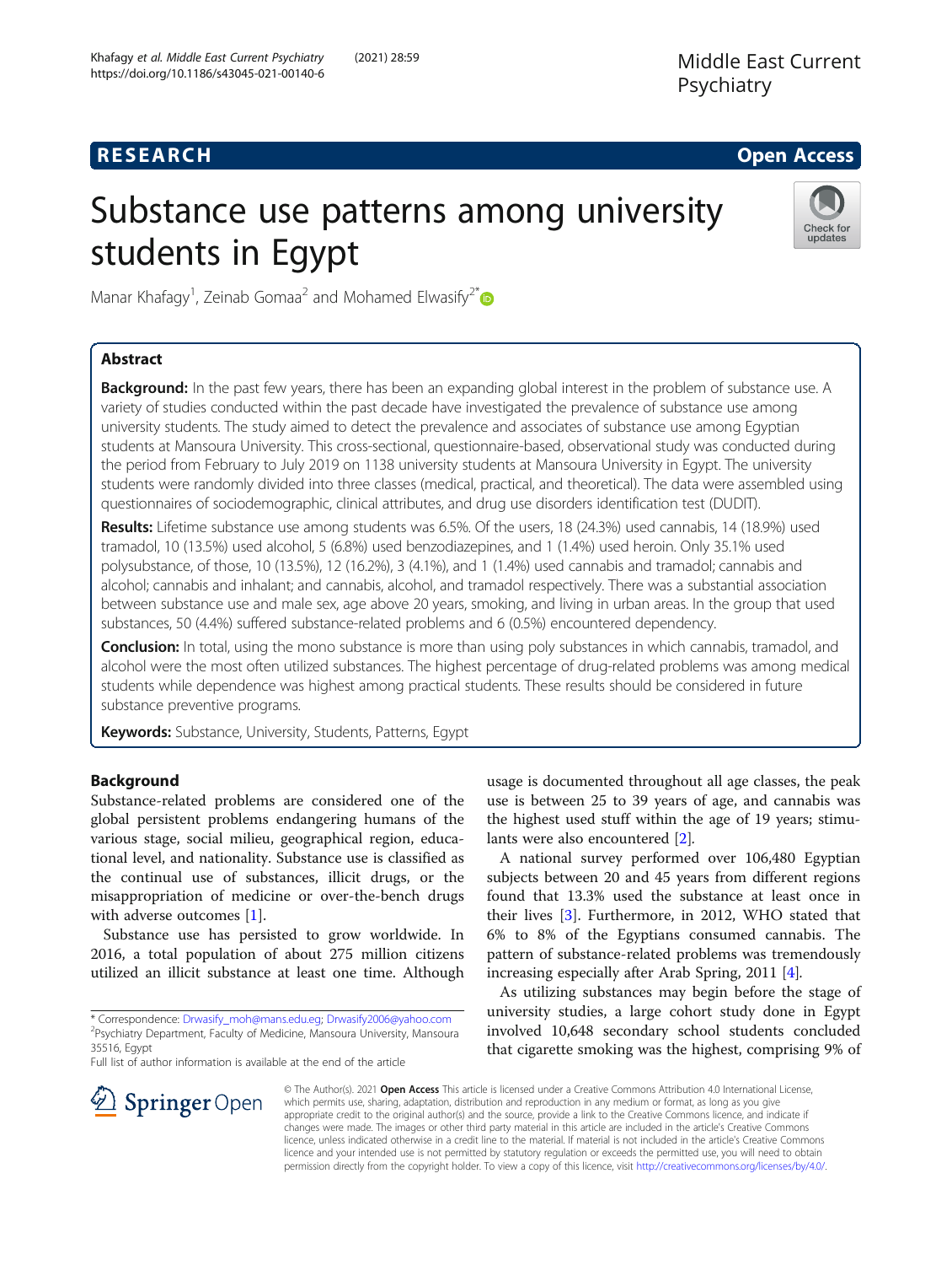RESEARCH Open Access

# Substance use patterns among university students in Egypt

Manar Khafagy[1], Zeinab Gomaa[2] and Mohamed Elwasify[2*]

## Abstract

**Background:** In the past few years, there has been an expanding global interest in the problem of substance use. A variety of studies conducted within the past decade have investigated the prevalence of substance use among university students. The study aimed to detect the prevalence and associates of substance use among Egyptian students at Mansoura University. This cross-sectional, questionnaire-based, observational study was conducted during the period from February to July 2019 on 1138 university students at Mansoura University in Egypt. The university students were randomly divided into three classes (medical, practical, and theoretical). The data were assembled using questionnaires of sociodemographic, clinical attributes, and drug use disorders identification test (DUDIT).

**Results:** Lifetime substance use among students was 6.5%. Of the users, 18 (24.3%) used cannabis, 14 (18.9%) used tramadol, 10 (13.5%) used alcohol, 5 (6.8%) used benzodiazepines, and 1 (1.4%) used heroin. Only 35.1% used polysubstance, of those, 10 (13.5%), 12 (16.2%), 3 (4.1%), and 1 (1.4%) used cannabis and tramadol; cannabis and alcohol; cannabis and inhalant; and cannabis, alcohol, and tramadol respectively. There was a substantial association between substance use and male sex, age above 20 years, smoking, and living in urban areas. In the group that used substances, 50 (4.4%) suffered substance-related problems and 6 (0.5%) encountered dependency.

**Conclusion:** In total, using the mono substance is more than using poly substances in which cannabis, tramadol, and alcohol were the most often utilized substances. The highest percentage of drug-related problems was among medical students while dependence was highest among practical students. These results should be considered in future substance preventive programs.

**Keywords:** Substance, University, Students, Patterns, Egypt

## Background

Substance-related problems are considered one of the global persistent problems endangering humans of the various stage, social milieu, geographical region, educational level, and nationality. Substance use is classified as the continual use of substances, illicit drugs, or the misappropriation of medicine or over-the-bench drugs with adverse outcomes [1].

Substance use has persisted to grow worldwide. In 2016, a total population of about 275 million citizens utilized an illicit substance at least one time. Although usage is documented throughout all age classes, the peak use is between 25 to 39 years of age, and cannabis was the highest used stuff within the age of 19 years; stimulants were also encountered [2].

A national survey performed over 106,480 Egyptian subjects between 20 and 45 years from different regions found that 13.3% used the substance at least once in their lives [3]. Furthermore, in 2012, WHO stated that 6% to 8% of the Egyptians consumed cannabis. The pattern of substance-related problems was tremendously increasing especially after Arab Spring, 2011 [4].

As utilizing substances may begin before the stage of university studies, a large cohort study done in Egypt involved 10,648 secondary school students concluded that cigarette smoking was the highest, comprising 9% of

\* Correspondence: Drwasify_moh@mans.edu.eg; Drwasify2006@yahoo.com
[2]Psychiatry Department, Faculty of Medicine, Mansoura University, Mansoura 35516, Egypt
Full list of author information is available at the end of the article

© The Author(s). 2021 **Open Access** This article is licensed under a Creative Commons Attribution 4.0 International License, which permits use, sharing, adaptation, distribution and reproduction in any medium or format, as long as you give appropriate credit to the original author(s) and the source, provide a link to the Creative Commons licence, and indicate if changes were made. The images or other third party material in this article are included in the article's Creative Commons licence, unless indicated otherwise in a credit line to the material. If material is not included in the article's Creative Commons licence and your intended use is not permitted by statutory regulation or exceeds the permitted use, you will need to obtain permission directly from the copyright holder. To view a copy of this licence, visit http://creativecommons.org/licenses/by/4.0/.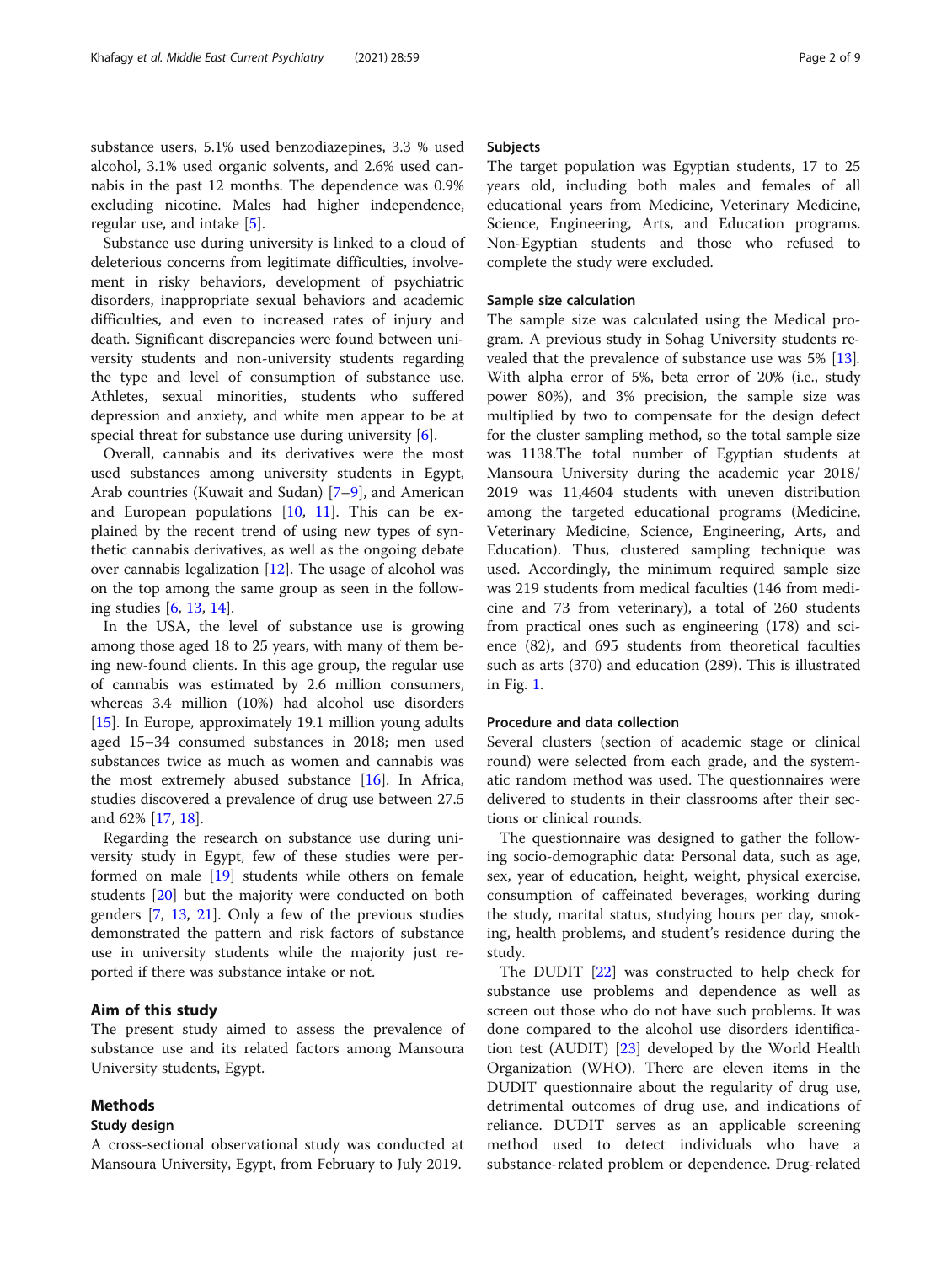substance users, 5.1% used benzodiazepines, 3.3 % used alcohol, 3.1% used organic solvents, and 2.6% used cannabis in the past 12 months. The dependence was 0.9% excluding nicotine. Males had higher independence, regular use, and intake [5].

Substance use during university is linked to a cloud of deleterious concerns from legitimate difficulties, involvement in risky behaviors, development of psychiatric disorders, inappropriate sexual behaviors and academic difficulties, and even to increased rates of injury and death. Significant discrepancies were found between university students and non-university students regarding the type and level of consumption of substance use. Athletes, sexual minorities, students who suffered depression and anxiety, and white men appear to be at special threat for substance use during university [6].

Overall, cannabis and its derivatives were the most used substances among university students in Egypt, Arab countries (Kuwait and Sudan) [7–9], and American and European populations [10, 11]. This can be explained by the recent trend of using new types of synthetic cannabis derivatives, as well as the ongoing debate over cannabis legalization [12]. The usage of alcohol was on the top among the same group as seen in the following studies [6, 13, 14].

In the USA, the level of substance use is growing among those aged 18 to 25 years, with many of them being new-found clients. In this age group, the regular use of cannabis was estimated by 2.6 million consumers, whereas 3.4 million (10%) had alcohol use disorders [15]. In Europe, approximately 19.1 million young adults aged 15–34 consumed substances in 2018; men used substances twice as much as women and cannabis was the most extremely abused substance [16]. In Africa, studies discovered a prevalence of drug use between 27.5 and 62% [17, 18].

Regarding the research on substance use during university study in Egypt, few of these studies were performed on male [19] students while others on female students [20] but the majority were conducted on both genders [7, 13, 21]. Only a few of the previous studies demonstrated the pattern and risk factors of substance use in university students while the majority just reported if there was substance intake or not.

## Aim of this study

The present study aimed to assess the prevalence of substance use and its related factors among Mansoura University students, Egypt.

## Methods

### Study design

A cross-sectional observational study was conducted at Mansoura University, Egypt, from February to July 2019.

### Subjects

The target population was Egyptian students, 17 to 25 years old, including both males and females of all educational years from Medicine, Veterinary Medicine, Science, Engineering, Arts, and Education programs. Non-Egyptian students and those who refused to complete the study were excluded.

### Sample size calculation

The sample size was calculated using the Medical program. A previous study in Sohag University students revealed that the prevalence of substance use was 5% [13]. With alpha error of 5%, beta error of 20% (i.e., study power 80%), and 3% precision, the sample size was multiplied by two to compensate for the design defect for the cluster sampling method, so the total sample size was 1138.The total number of Egyptian students at Mansoura University during the academic year 2018/2019 was 11,4604 students with uneven distribution among the targeted educational programs (Medicine, Veterinary Medicine, Science, Engineering, Arts, and Education). Thus, clustered sampling technique was used. Accordingly, the minimum required sample size was 219 students from medical faculties (146 from medicine and 73 from veterinary), a total of 260 students from practical ones such as engineering (178) and science (82), and 695 students from theoretical faculties such as arts (370) and education (289). This is illustrated in Fig. 1.

### Procedure and data collection

Several clusters (section of academic stage or clinical round) were selected from each grade, and the systematic random method was used. The questionnaires were delivered to students in their classrooms after their sections or clinical rounds.

The questionnaire was designed to gather the following socio-demographic data: Personal data, such as age, sex, year of education, height, weight, physical exercise, consumption of caffeinated beverages, working during the study, marital status, studying hours per day, smoking, health problems, and student's residence during the study.

The DUDIT [22] was constructed to help check for substance use problems and dependence as well as screen out those who do not have such problems. It was done compared to the alcohol use disorders identification test (AUDIT) [23] developed by the World Health Organization (WHO). There are eleven items in the DUDIT questionnaire about the regularity of drug use, detrimental outcomes of drug use, and indications of reliance. DUDIT serves as an applicable screening method used to detect individuals who have a substance-related problem or dependence. Drug-related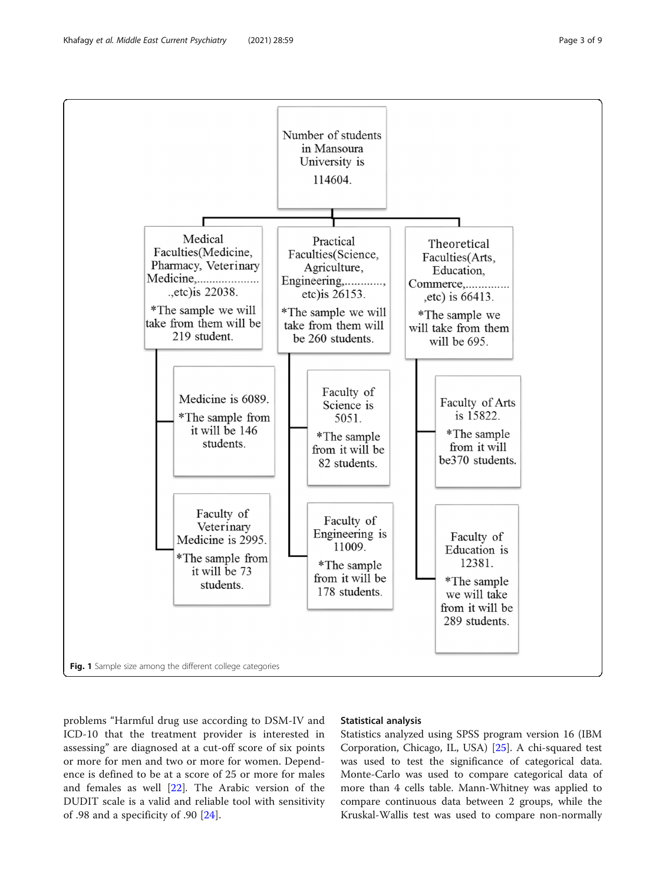Number of students in Mansoura University is 114604.

Medical Faculties(Medicine, Pharmacy, Veterinary Medicine,....................,etc)is 22038.
*The sample we will take from them will be 219 student.

- Medicine is 6089.
  *The sample from it will be 146 students.
- Faculty of Veterinary Medicine is 2995.
  *The sample from it will be 73 students.

Practical Faculties(Science, Agriculture, Engineering,............, etc)is 26153.
*The sample we will take from them will be 260 students.

- Faculty of Science is 5051.
  *The sample from it will be 82 students.
- Faculty of Engineering is 11009.
  *The sample from it will be 178 students.

Theoretical Faculties(Arts, Education, Commerce,..............,etc) is 66413.
*The sample we will take from them will be 695.

- Faculty of Arts is 15822.
  *The sample from it will be370 students.
- Faculty of Education is 12381.
  *The sample we will take from it will be 289 students.

**Fig. 1** Sample size among the different college categories

problems "Harmful drug use according to DSM-IV and ICD-10 that the treatment provider is interested in assessing" are diagnosed at a cut-off score of six points or more for men and two or more for women. Dependence is defined to be at a score of 25 or more for males and females as well [22]. The Arabic version of the DUDIT scale is a valid and reliable tool with sensitivity of .98 and a specificity of .90 [24].

### Statistical analysis

Statistics analyzed using SPSS program version 16 (IBM Corporation, Chicago, IL, USA) [25]. A chi-squared test was used to test the significance of categorical data. Monte-Carlo was used to compare categorical data of more than 4 cells table. Mann-Whitney was applied to compare continuous data between 2 groups, while the Kruskal-Wallis test was used to compare non-normally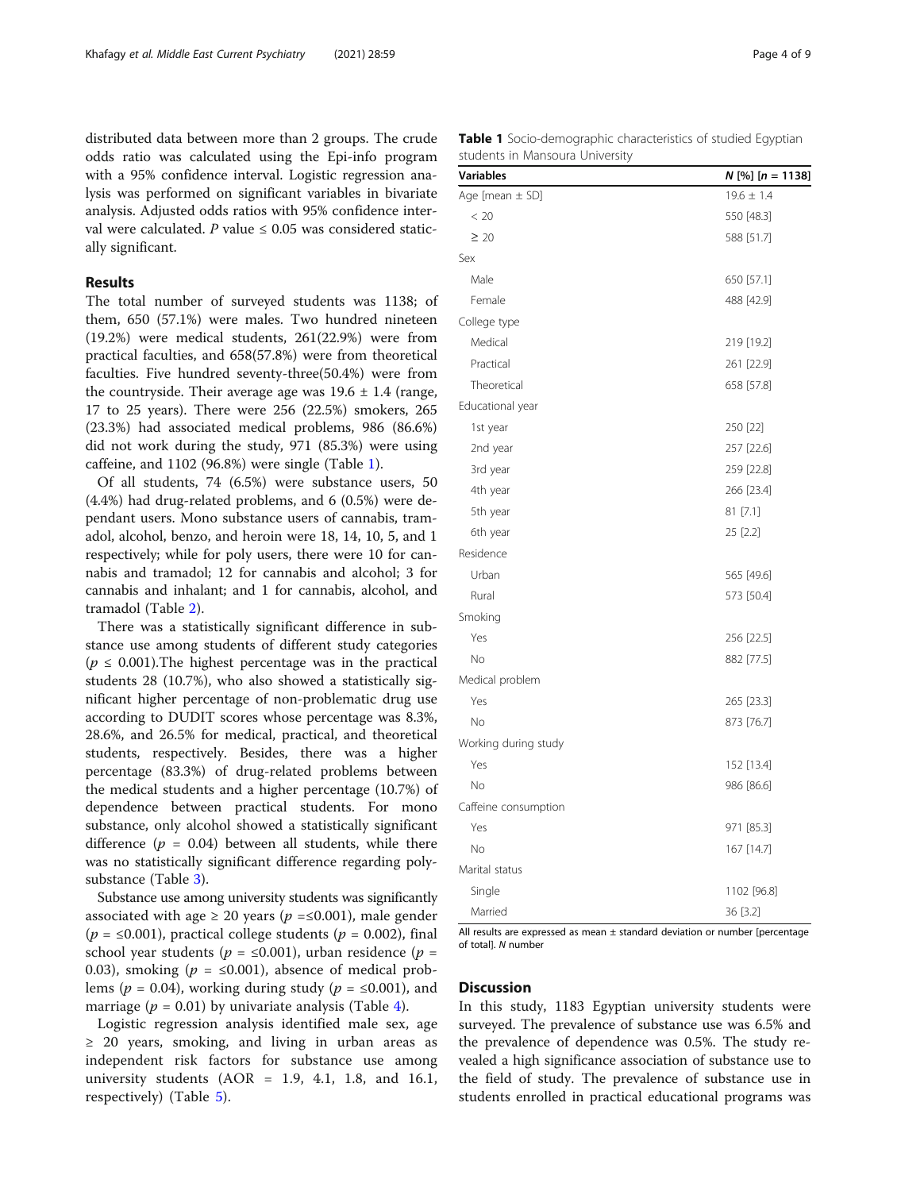distributed data between more than 2 groups. The crude odds ratio was calculated using the Epi-info program with a 95% confidence interval. Logistic regression analysis was performed on significant variables in bivariate analysis. Adjusted odds ratios with 95% confidence interval were calculated. P value ≤ 0.05 was considered statically significant.

## Results

The total number of surveyed students was 1138; of them, 650 (57.1%) were males. Two hundred nineteen (19.2%) were medical students, 261(22.9%) were from practical faculties, and 658(57.8%) were from theoretical faculties. Five hundred seventy-three(50.4%) were from the countryside. Their average age was 19.6 ± 1.4 (range, 17 to 25 years). There were 256 (22.5%) smokers, 265 (23.3%) had associated medical problems, 986 (86.6%) did not work during the study, 971 (85.3%) were using caffeine, and 1102 (96.8%) were single (Table 1).

Of all students, 74 (6.5%) were substance users, 50 (4.4%) had drug-related problems, and 6 (0.5%) were dependant users. Mono substance users of cannabis, tramadol, alcohol, benzo, and heroin were 18, 14, 10, 5, and 1 respectively; while for poly users, there were 10 for cannabis and tramadol; 12 for cannabis and alcohol; 3 for cannabis and inhalant; and 1 for cannabis, alcohol, and tramadol (Table 2).

There was a statistically significant difference in substance use among students of different study categories ($p \leq 0.001$).The highest percentage was in the practical students 28 (10.7%), who also showed a statistically significant higher percentage of non-problematic drug use according to DUDIT scores whose percentage was 8.3%, 28.6%, and 26.5% for medical, practical, and theoretical students, respectively. Besides, there was a higher percentage (83.3%) of drug-related problems between the medical students and a higher percentage (10.7%) of dependence between practical students. For mono substance, only alcohol showed a statistically significant difference ($p = 0.04$) between all students, while there was no statistically significant difference regarding poly-substance (Table 3).

Substance use among university students was significantly associated with age ≥ 20 years ($p = \leq 0.001$), male gender ($p = \leq 0.001$), practical college students ($p = 0.002$), final school year students ($p = \leq 0.001$), urban residence ($p = 0.03$), smoking ($p = \leq 0.001$), absence of medical problems ($p = 0.04$), working during study ($p = \leq 0.001$), and marriage ($p = 0.01$) by univariate analysis (Table 4).

Logistic regression analysis identified male sex, age ≥ 20 years, smoking, and living in urban areas as independent risk factors for substance use among university students (AOR = 1.9, 4.1, 1.8, and 16.1, respectively) (Table 5).

**Table 1** Socio-demographic characteristics of studied Egyptian students in Mansoura University

| Variables | N [%] [n = 1138] |
|---|---|
| Age [mean ± SD] | 19.6 ± 1.4 |
| < 20 | 550 [48.3] |
| ≥ 20 | 588 [51.7] |
| Sex | |
| Male | 650 [57.1] |
| Female | 488 [42.9] |
| College type | |
| Medical | 219 [19.2] |
| Practical | 261 [22.9] |
| Theoretical | 658 [57.8] |
| Educational year | |
| 1st year | 250 [22] |
| 2nd year | 257 [22.6] |
| 3rd year | 259 [22.8] |
| 4th year | 266 [23.4] |
| 5th year | 81 [7.1] |
| 6th year | 25 [2.2] |
| Residence | |
| Urban | 565 [49.6] |
| Rural | 573 [50.4] |
| Smoking | |
| Yes | 256 [22.5] |
| No | 882 [77.5] |
| Medical problem | |
| Yes | 265 [23.3] |
| No | 873 [76.7] |
| Working during study | |
| Yes | 152 [13.4] |
| No | 986 [86.6] |
| Caffeine consumption | |
| Yes | 971 [85.3] |
| No | 167 [14.7] |
| Marital status | |
| Single | 1102 [96.8] |
| Married | 36 [3.2] |

All results are expressed as mean ± standard deviation or number [percentage of total]. N number

## Discussion

In this study, 1183 Egyptian university students were surveyed. The prevalence of substance use was 6.5% and the prevalence of dependence was 0.5%. The study revealed a high significance association of substance use to the field of study. The prevalence of substance use in students enrolled in practical educational programs was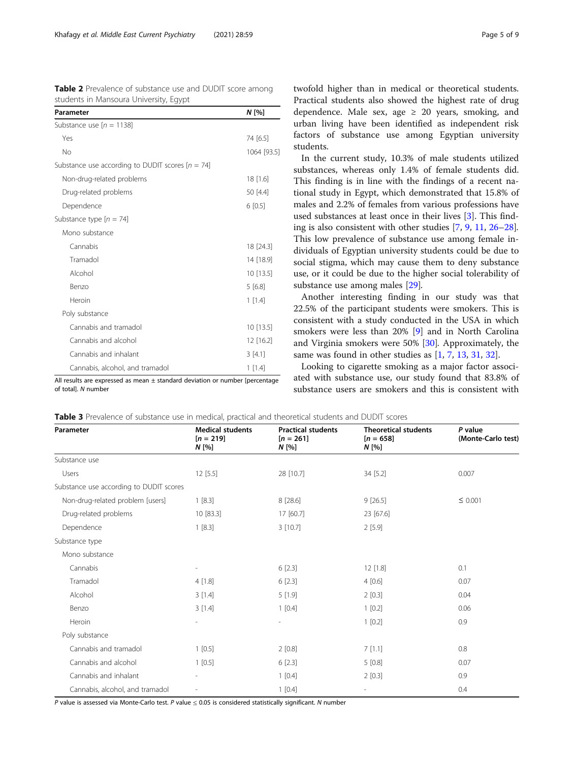**Table 2** Prevalence of substance use and DUDIT score among students in Mansoura University, Egypt

| Parameter | N [%] |
|---|---|
| Substance use [n = 1138] | |
| Yes | 74 [6.5] |
| No | 1064 [93.5] |
| Substance use according to DUDIT scores [n = 74] | |
| Non-drug-related problems | 18 [1.6] |
| Drug-related problems | 50 [4.4] |
| Dependence | 6 [0.5] |
| Substance type [n = 74] | |
| Mono substance | |
| Cannabis | 18 [24.3] |
| Tramadol | 14 [18.9] |
| Alcohol | 10 [13.5] |
| Benzo | 5 [6.8] |
| Heroin | 1 [1.4] |
| Poly substance | |
| Cannabis and tramadol | 10 [13.5] |
| Cannabis and alcohol | 12 [16.2] |
| Cannabis and inhalant | 3 [4.1] |
| Cannabis, alcohol, and tramadol | 1 [1.4] |

All results are expressed as mean ± standard deviation or number [percentage of total]. N number

twofold higher than in medical or theoretical students. Practical students also showed the highest rate of drug dependence. Male sex, age ≥ 20 years, smoking, and urban living have been identified as independent risk factors of substance use among Egyptian university students.

In the current study, 10.3% of male students utilized substances, whereas only 1.4% of female students did. This finding is in line with the findings of a recent national study in Egypt, which demonstrated that 15.8% of males and 2.2% of females from various professions have used substances at least once in their lives [3]. This finding is also consistent with other studies [7, 9, 11, 26–28]. This low prevalence of substance use among female individuals of Egyptian university students could be due to social stigma, which may cause them to deny substance use, or it could be due to the higher social tolerability of substance use among males [29].

Another interesting finding in our study was that 22.5% of the participant students were smokers. This is consistent with a study conducted in the USA in which smokers were less than 20% [9] and in North Carolina and Virginia smokers were 50% [30]. Approximately, the same was found in other studies as [1, 7, 13, 31, 32].

Looking to cigarette smoking as a major factor associated with substance use, our study found that 83.8% of substance users are smokers and this is consistent with

**Table 3** Prevalence of substance use in medical, practical and theoretical students and DUDIT scores

| Parameter | Medical students [n = 219] N [%] | Practical students [n = 261] N [%] | Theoretical students [n = 658] N [%] | P value (Monte-Carlo test) |
|---|---|---|---|---|
| Substance use | | | | |
| Users | 12 [5.5] | 28 [10.7] | 34 [5.2] | 0.007 |
| Substance use according to DUDIT scores | | | | |
| Non-drug-related problem [users] | 1 [8.3] | 8 [28.6] | 9 [26.5] | ≤ 0.001 |
| Drug-related problems | 10 [83.3] | 17 [60.7] | 23 [67.6] | |
| Dependence | 1 [8.3] | 3 [10.7] | 2 [5.9] | |
| Substance type | | | | |
| Mono substance | | | | |
| Cannabis | - | 6 [2.3] | 12 [1.8] | 0.1 |
| Tramadol | 4 [1.8] | 6 [2.3] | 4 [0.6] | 0.07 |
| Alcohol | 3 [1.4] | 5 [1.9] | 2 [0.3] | 0.04 |
| Benzo | 3 [1.4] | 1 [0.4] | 1 [0.2] | 0.06 |
| Heroin | - | - | 1 [0.2] | 0.9 |
| Poly substance | | | | |
| Cannabis and tramadol | 1 [0.5] | 2 [0.8] | 7 [1.1] | 0.8 |
| Cannabis and alcohol | 1 [0.5] | 6 [2.3] | 5 [0.8] | 0.07 |
| Cannabis and inhalant | - | 1 [0.4] | 2 [0.3] | 0.9 |
| Cannabis, alcohol, and tramadol | - | 1 [0.4] | - | 0.4 |

P value is assessed via Monte-Carlo test. P value ≤ 0.05 is considered statistically significant. N number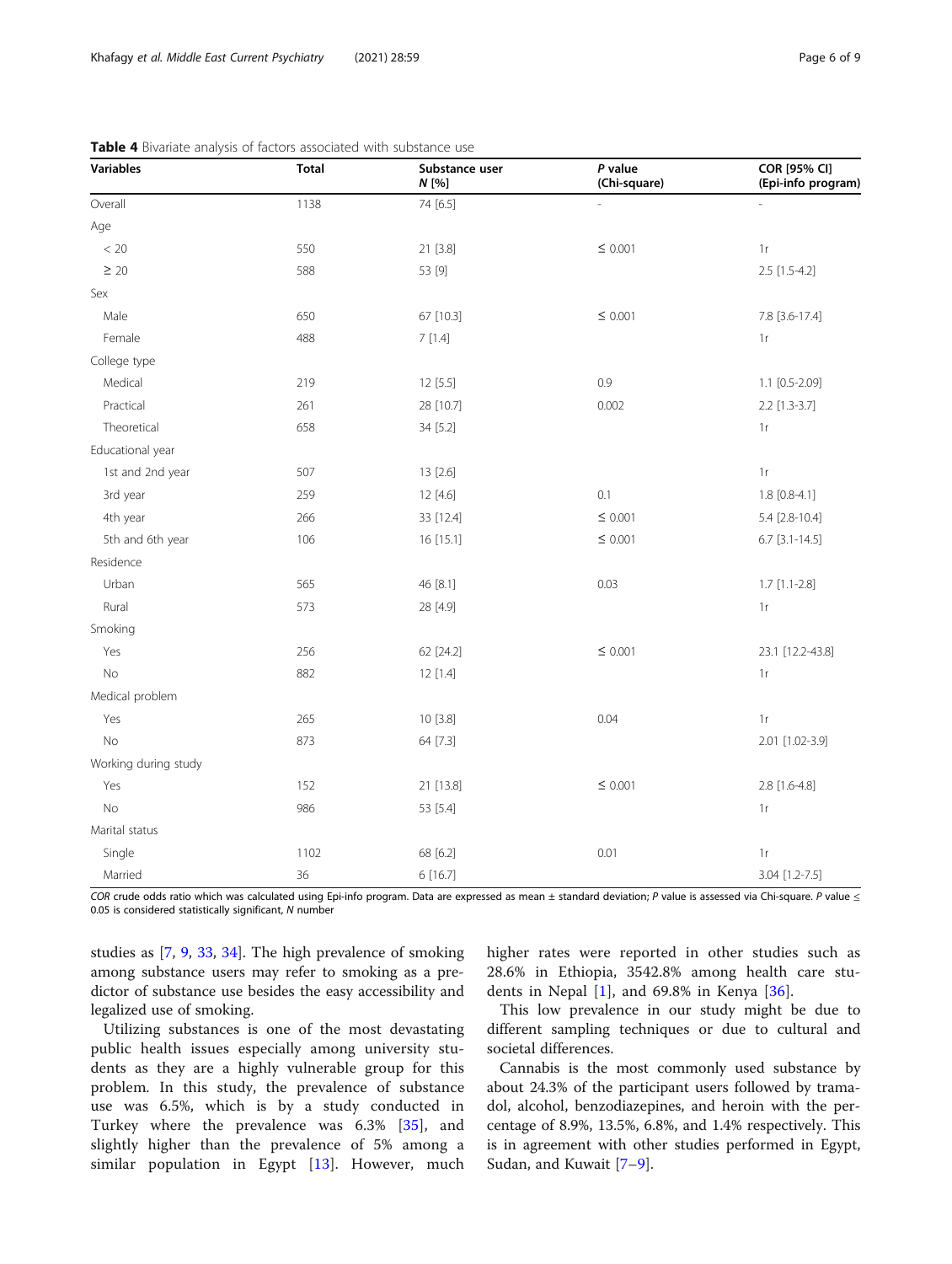**Table 4** Bivariate analysis of factors associated with substance use

| Variables | Total | Substance user *N* [%] | *P* value (Chi-square) | COR [95% CI] (Epi-info program) |
|---|---|---|---|---|
| Overall | 1138 | 74 [6.5] | - | - |
| Age | | | | |
| < 20 | 550 | 21 [3.8] | ≤ 0.001 | 1r |
| ≥ 20 | 588 | 53 [9] | | 2.5 [1.5-4.2] |
| Sex | | | | |
| Male | 650 | 67 [10.3] | ≤ 0.001 | 7.8 [3.6-17.4] |
| Female | 488 | 7 [1.4] | | 1r |
| College type | | | | |
| Medical | 219 | 12 [5.5] | 0.9 | 1.1 [0.5-2.09] |
| Practical | 261 | 28 [10.7] | 0.002 | 2.2 [1.3-3.7] |
| Theoretical | 658 | 34 [5.2] | | 1r |
| Educational year | | | | |
| 1st and 2nd year | 507 | 13 [2.6] | | 1r |
| 3rd year | 259 | 12 [4.6] | 0.1 | 1.8 [0.8-4.1] |
| 4th year | 266 | 33 [12.4] | ≤ 0.001 | 5.4 [2.8-10.4] |
| 5th and 6th year | 106 | 16 [15.1] | ≤ 0.001 | 6.7 [3.1-14.5] |
| Residence | | | | |
| Urban | 565 | 46 [8.1] | 0.03 | 1.7 [1.1-2.8] |
| Rural | 573 | 28 [4.9] | | 1r |
| Smoking | | | | |
| Yes | 256 | 62 [24.2] | ≤ 0.001 | 23.1 [12.2-43.8] |
| No | 882 | 12 [1.4] | | 1r |
| Medical problem | | | | |
| Yes | 265 | 10 [3.8] | 0.04 | 1r |
| No | 873 | 64 [7.3] | | 2.01 [1.02-3.9] |
| Working during study | | | | |
| Yes | 152 | 21 [13.8] | ≤ 0.001 | 2.8 [1.6-4.8] |
| No | 986 | 53 [5.4] | | 1r |
| Marital status | | | | |
| Single | 1102 | 68 [6.2] | 0.01 | 1r |
| Married | 36 | 6 [16.7] | | 3.04 [1.2-7.5] |

*COR* crude odds ratio which was calculated using Epi-info program. Data are expressed as mean ± standard deviation; *P* value is assessed via Chi-square. *P* value ≤ 0.05 is considered statistically significant, *N* number

studies as [7, 9, 33, 34]. The high prevalence of smoking among substance users may refer to smoking as a predictor of substance use besides the easy accessibility and legalized use of smoking.

Utilizing substances is one of the most devastating public health issues especially among university students as they are a highly vulnerable group for this problem. In this study, the prevalence of substance use was 6.5%, which is by a study conducted in Turkey where the prevalence was 6.3% [35], and slightly higher than the prevalence of 5% among a similar population in Egypt [13]. However, much higher rates were reported in other studies such as 28.6% in Ethiopia, 3542.8% among health care students in Nepal [1], and 69.8% in Kenya [36].

This low prevalence in our study might be due to different sampling techniques or due to cultural and societal differences.

Cannabis is the most commonly used substance by about 24.3% of the participant users followed by tramadol, alcohol, benzodiazepines, and heroin with the percentage of 8.9%, 13.5%, 6.8%, and 1.4% respectively. This is in agreement with other studies performed in Egypt, Sudan, and Kuwait [7–9].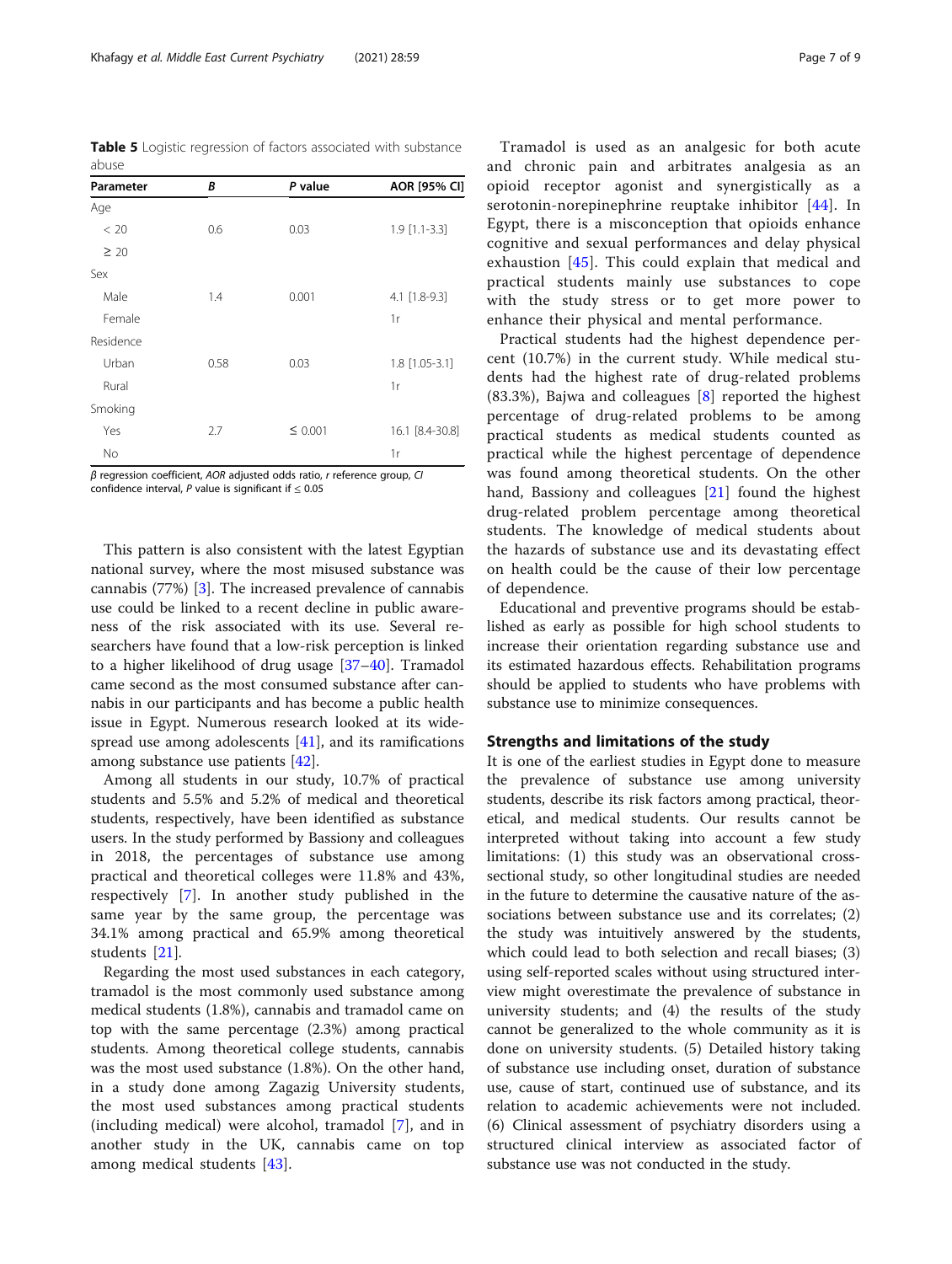**Table 5** Logistic regression of factors associated with substance abuse

| Parameter | B | P value | AOR [95% CI] |
| --- | --- | --- | --- |
| Age | | | |
| < 20 | 0.6 | 0.03 | 1.9 [1.1-3.3] |
| ≥ 20 | | | |
| Sex | | | |
| Male | 1.4 | 0.001 | 4.1 [1.8-9.3] |
| Female | | | 1r |
| Residence | | | |
| Urban | 0.58 | 0.03 | 1.8 [1.05-3.1] |
| Rural | | | 1r |
| Smoking | | | |
| Yes | 2.7 | ≤ 0.001 | 16.1 [8.4-30.8] |
| No | | | 1r |

*β* regression coefficient, *AOR* adjusted odds ratio, *r* reference group, *CI* confidence interval, *P* value is significant if ≤ 0.05

This pattern is also consistent with the latest Egyptian national survey, where the most misused substance was cannabis (77%) [3]. The increased prevalence of cannabis use could be linked to a recent decline in public awareness of the risk associated with its use. Several researchers have found that a low-risk perception is linked to a higher likelihood of drug usage [37–40]. Tramadol came second as the most consumed substance after cannabis in our participants and has become a public health issue in Egypt. Numerous research looked at its widespread use among adolescents [41], and its ramifications among substance use patients [42].

Among all students in our study, 10.7% of practical students and 5.5% and 5.2% of medical and theoretical students, respectively, have been identified as substance users. In the study performed by Bassiony and colleagues in 2018, the percentages of substance use among practical and theoretical colleges were 11.8% and 43%, respectively [7]. In another study published in the same year by the same group, the percentage was 34.1% among practical and 65.9% among theoretical students [21].

Regarding the most used substances in each category, tramadol is the most commonly used substance among medical students (1.8%), cannabis and tramadol came on top with the same percentage (2.3%) among practical students. Among theoretical college students, cannabis was the most used substance (1.8%). On the other hand, in a study done among Zagazig University students, the most used substances among practical students (including medical) were alcohol, tramadol [7], and in another study in the UK, cannabis came on top among medical students [43].

Tramadol is used as an analgesic for both acute and chronic pain and arbitrates analgesia as an opioid receptor agonist and synergistically as a serotonin-norepinephrine reuptake inhibitor [44]. In Egypt, there is a misconception that opioids enhance cognitive and sexual performances and delay physical exhaustion [45]. This could explain that medical and practical students mainly use substances to cope with the study stress or to get more power to enhance their physical and mental performance.

Practical students had the highest dependence percent (10.7%) in the current study. While medical students had the highest rate of drug-related problems (83.3%), Bajwa and colleagues [8] reported the highest percentage of drug-related problems to be among practical students as medical students counted as practical while the highest percentage of dependence was found among theoretical students. On the other hand, Bassiony and colleagues [21] found the highest drug-related problem percentage among theoretical students. The knowledge of medical students about the hazards of substance use and its devastating effect on health could be the cause of their low percentage of dependence.

Educational and preventive programs should be established as early as possible for high school students to increase their orientation regarding substance use and its estimated hazardous effects. Rehabilitation programs should be applied to students who have problems with substance use to minimize consequences.

## Strengths and limitations of the study

It is one of the earliest studies in Egypt done to measure the prevalence of substance use among university students, describe its risk factors among practical, theoretical, and medical students. Our results cannot be interpreted without taking into account a few study limitations: (1) this study was an observational cross-sectional study, so other longitudinal studies are needed in the future to determine the causative nature of the associations between substance use and its correlates; (2) the study was intuitively answered by the students, which could lead to both selection and recall biases; (3) using self-reported scales without using structured interview might overestimate the prevalence of substance in university students; and (4) the results of the study cannot be generalized to the whole community as it is done on university students. (5) Detailed history taking of substance use including onset, duration of substance use, cause of start, continued use of substance, and its relation to academic achievements were not included. (6) Clinical assessment of psychiatry disorders using a structured clinical interview as associated factor of substance use was not conducted in the study.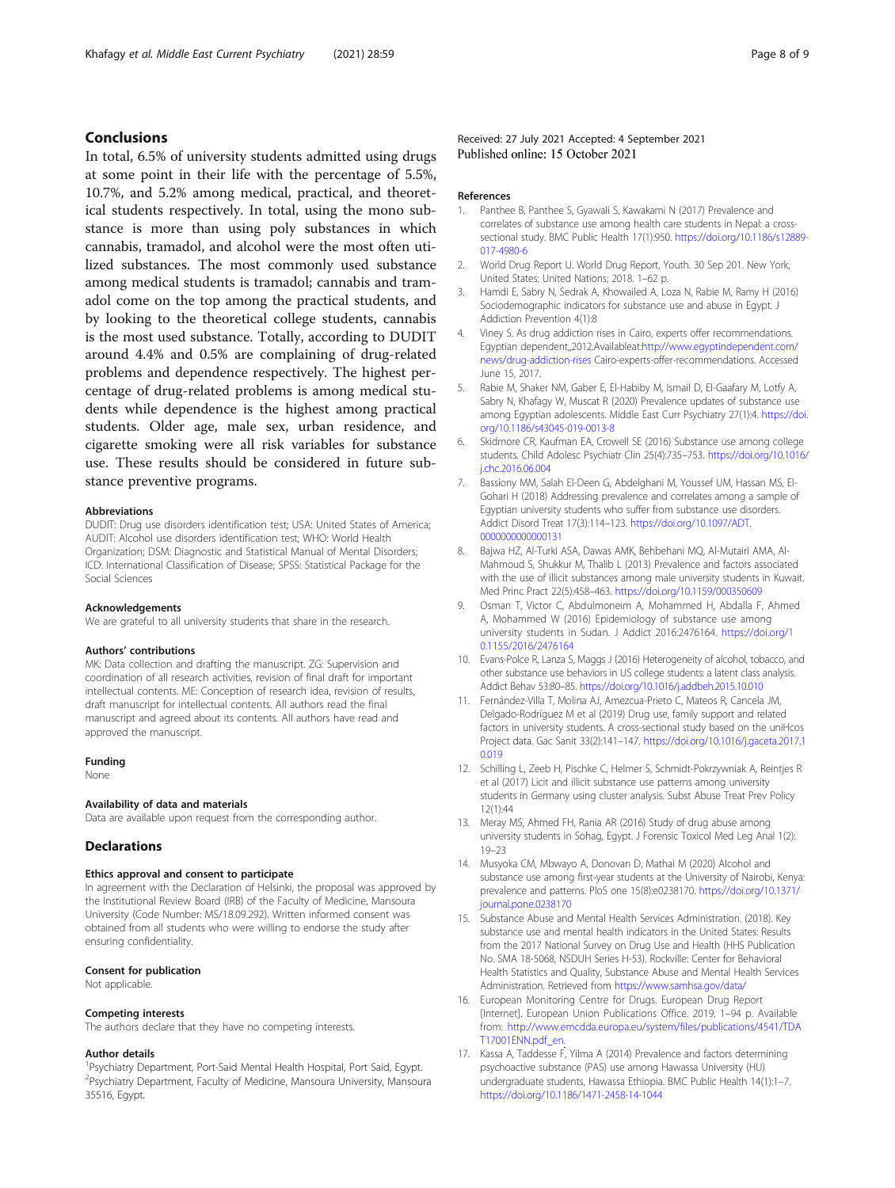## Conclusions

In total, 6.5% of university students admitted using drugs at some point in their life with the percentage of 5.5%, 10.7%, and 5.2% among medical, practical, and theoretical students respectively. In total, using the mono substance is more than using poly substances in which cannabis, tramadol, and alcohol were the most often utilized substances. The most commonly used substance among medical students is tramadol; cannabis and tramadol come on the top among the practical students, and by looking to the theoretical college students, cannabis is the most used substance. Totally, according to DUDIT around 4.4% and 0.5% are complaining of drug-related problems and dependence respectively. The highest percentage of drug-related problems is among medical students while dependence is the highest among practical students. Older age, male sex, urban residence, and cigarette smoking were all risk variables for substance use. These results should be considered in future substance preventive programs.

#### Abbreviations

DUDIT: Drug use disorders identification test; USA: United States of America; AUDIT: Alcohol use disorders identification test; WHO: World Health Organization; DSM: Diagnostic and Statistical Manual of Mental Disorders; ICD: International Classification of Disease; SPSS: Statistical Package for the Social Sciences

#### Acknowledgements

We are grateful to all university students that share in the research.

#### Authors' contributions

MK: Data collection and drafting the manuscript. ZG: Supervision and coordination of all research activities, revision of final draft for important intellectual contents. ME: Conception of research idea, revision of results, draft manuscript for intellectual contents. All authors read the final manuscript and agreed about its contents. All authors have read and approved the manuscript.

#### Funding

None

#### Availability of data and materials

Data are available upon request from the corresponding author.

## Declarations

#### Ethics approval and consent to participate

In agreement with the Declaration of Helsinki, the proposal was approved by the Institutional Review Board (IRB) of the Faculty of Medicine, Mansoura University (Code Number: MS/18.09.292). Written informed consent was obtained from all students who were willing to endorse the study after ensuring confidentiality.

#### Consent for publication

Not applicable.

#### Competing interests

The authors declare that they have no competing interests.

#### Author details

[1]Psychiatry Department, Port-Said Mental Health Hospital, Port Said, Egypt. [2]Psychiatry Department, Faculty of Medicine, Mansoura University, Mansoura 35516, Egypt.

Received: 27 July 2021 Accepted: 4 September 2021
Published online: 15 October 2021

#### References

1. Panthee B, Panthee S, Gyawali S, Kawakami N (2017) Prevalence and correlates of substance use among health care students in Nepal: a cross-sectional study. BMC Public Health 17(1):950. https://doi.org/10.1186/s12889-017-4980-6
2. World Drug Report U. World Drug Report, Youth. 30 Sep 201. New York, United States: United Nations; 2018. 1–62 p.
3. Hamdi E, Sabry N, Sedrak A, Khowailed A, Loza N, Rabie M, Ramy H (2016) Sociodemographic indicators for substance use and abuse in Egypt. J Addiction Prevention 4(1):8
4. Viney S. As drug addiction rises in Cairo, experts offer recommendations. Egyptian dependent,,2012.Availableat:http://www.egyptindependent.com/news/drug-addiction-rises Cairo-experts-offer-recommendations. Accessed June 15, 2017.
5. Rabie M, Shaker NM, Gaber E, El-Habiby M, Ismail D, El-Gaafary M, Lotfy A, Sabry N, Khafagy W, Muscat R (2020) Prevalence updates of substance use among Egyptian adolescents. Middle East Curr Psychiatry 27(1):4. https://doi.org/10.1186/s43045-019-0013-8
6. Skidmore CR, Kaufman EA, Crowell SE (2016) Substance use among college students. Child Adolesc Psychiatr Clin 25(4):735–753. https://doi.org/10.1016/j.chc.2016.06.004
7. Bassiony MM, Salah El-Deen G, Abdelghani M, Youssef UM, Hassan MS, El-Gohari H (2018) Addressing prevalence and correlates among a sample of Egyptian university students who suffer from substance use disorders. Addict Disord Treat 17(3):114–123. https://doi.org/10.1097/ADT.0000000000000131
8. Bajwa HZ, Al-Turki ASA, Dawas AMK, Behbehani MQ, Al-Mutairi AMA, Al-Mahmoud S, Shukkur M, Thalib L (2013) Prevalence and factors associated with the use of illicit substances among male university students in Kuwait. Med Princ Pract 22(5):458–463. https://doi.org/10.1159/000350609
9. Osman T, Victor C, Abdulmoneim A, Mohammed H, Abdalla F, Ahmed A, Mohammed W (2016) Epidemiology of substance use among university students in Sudan. J Addict 2016:2476164. https://doi.org/10.1155/2016/2476164
10. Evans-Polce R, Lanza S, Maggs J (2016) Heterogeneity of alcohol, tobacco, and other substance use behaviors in US college students: a latent class analysis. Addict Behav 53:80–85. https://doi.org/10.1016/j.addbeh.2015.10.010
11. Fernández-Villa T, Molina AJ, Amezcua-Prieto C, Mateos R, Cancela JM, Delgado-Rodríguez M et al (2019) Drug use, family support and related factors in university students. A cross-sectional study based on the uniHcos Project data. Gac Sanit 33(2):141–147. https://doi.org/10.1016/j.gaceta.2017.10.019
12. Schilling L, Zeeb H, Pischke C, Helmer S, Schmidt-Pokrzywniak A, Reintjes R et al (2017) Licit and illicit substance use patterns among university students in Germany using cluster analysis. Subst Abuse Treat Prev Policy 12(1):44
13. Meray MS, Ahmed FH, Rania AR (2016) Study of drug abuse among university students in Sohag, Egypt. J Forensic Toxicol Med Leg Anal 1(2):19–23
14. Musyoka CM, Mbwayo A, Donovan D, Mathai M (2020) Alcohol and substance use among first-year students at the University of Nairobi, Kenya: prevalence and patterns. PloS one 15(8):e0238170. https://doi.org/10.1371/journal.pone.0238170
15. Substance Abuse and Mental Health Services Administration. (2018). Key substance use and mental health indicators in the United States: Results from the 2017 National Survey on Drug Use and Health (HHS Publication No. SMA 18-5068, NSDUH Series H-53). Rockville: Center for Behavioral Health Statistics and Quality, Substance Abuse and Mental Health Services Administration. Retrieved from https://www.samhsa.gov/data/
16. European Monitoring Centre for Drugs. European Drug Report [Internet]. European Union Publications Office. 2019. 1–94 p. Available from: http://www.emcdda.europa.eu/system/files/publications/4541/TDAT17001ENN.pdf_en.
17. Kassa A, Taddesse F, Yilma A (2014) Prevalence and factors determining psychoactive substance (PAS) use among Hawassa University (HU) undergraduate students, Hawassa Ethiopia. BMC Public Health 14(1):1–7. https://doi.org/10.1186/1471-2458-14-1044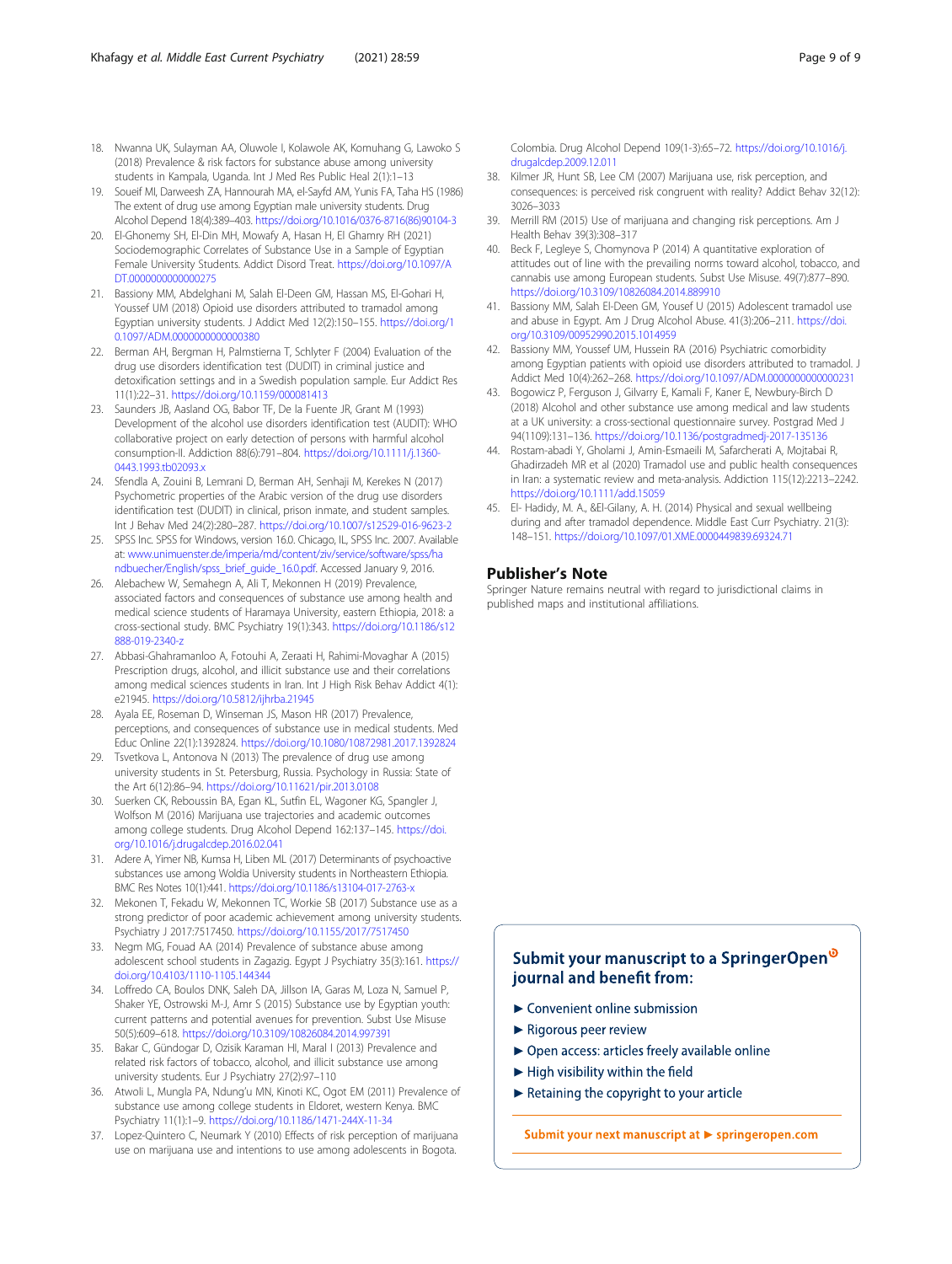18. Nwanna UK, Sulayman AA, Oluwole I, Kolawole AK, Komuhang G, Lawoko S (2018) Prevalence & risk factors for substance abuse among university students in Kampala, Uganda. Int J Med Res Public Heal 2(1):1–13
19. Soueif MI, Darweesh ZA, Hannourah MA, el-Sayfd AM, Yunis FA, Taha HS (1986) The extent of drug use among Egyptian male university students. Drug Alcohol Depend 18(4):389–403. https://doi.org/10.1016/0376-8716(86)90104-3
20. El-Ghonemy SH, El-Din MH, Mowafy A, Hasan H, El Ghamry RH (2021) Sociodemographic Correlates of Substance Use in a Sample of Egyptian Female University Students. Addict Disord Treat. https://doi.org/10.1097/ADT.0000000000000275
21. Bassiony MM, Abdelghani M, Salah El-Deen GM, Hassan MS, El-Gohari H, Youssef UM (2018) Opioid use disorders attributed to tramadol among Egyptian university students. J Addict Med 12(2):150–155. https://doi.org/10.1097/ADM.0000000000000380
22. Berman AH, Bergman H, Palmstierna T, Schlyter F (2004) Evaluation of the drug use disorders identification test (DUDIT) in criminal justice and detoxification settings and in a Swedish population sample. Eur Addict Res 11(1):22–31. https://doi.org/10.1159/000081413
23. Saunders JB, Aasland OG, Babor TF, De la Fuente JR, Grant M (1993) Development of the alcohol use disorders identification test (AUDIT): WHO collaborative project on early detection of persons with harmful alcohol consumption-II. Addiction 88(6):791–804. https://doi.org/10.1111/j.1360-0443.1993.tb02093.x
24. Sfendla A, Zouini B, Lemrani D, Berman AH, Senhaji M, Kerekes N (2017) Psychometric properties of the Arabic version of the drug use disorders identification test (DUDIT) in clinical, prison inmate, and student samples. Int J Behav Med 24(2):280–287. https://doi.org/10.1007/s12529-016-9623-2
25. SPSS Inc. SPSS for Windows, version 16.0. Chicago, IL, SPSS Inc. 2007. Available at: www.unimuenster.de/imperia/md/content/ziv/service/software/spss/handbuecher/English/spss_brief_guide_16.0.pdf. Accessed January 9, 2016.
26. Alebachew W, Semahegn A, Ali T, Mekonnen H (2019) Prevalence, associated factors and consequences of substance use among health and medical science students of Haramaya University, eastern Ethiopia, 2018: a cross-sectional study. BMC Psychiatry 19(1):343. https://doi.org/10.1186/s12888-019-2340-z
27. Abbasi-Ghahramanloo A, Fotouhi A, Zeraati H, Rahimi-Movaghar A (2015) Prescription drugs, alcohol, and illicit substance use and their correlations among medical sciences students in Iran. Int J High Risk Behav Addict 4(1):e21945. https://doi.org/10.5812/ijhrba.21945
28. Ayala EE, Roseman D, Winseman JS, Mason HR (2017) Prevalence, perceptions, and consequences of substance use in medical students. Med Educ Online 22(1):1392824. https://doi.org/10.1080/10872981.2017.1392824
29. Tsvetkova L, Antonova N (2013) The prevalence of drug use among university students in St. Petersburg, Russia. Psychology in Russia: State of the Art 6(12):86–94. https://doi.org/10.11621/pir.2013.0108
30. Suerken CK, Reboussin BA, Egan KL, Sutfin EL, Wagoner KG, Spangler J, Wolfson M (2016) Marijuana use trajectories and academic outcomes among college students. Drug Alcohol Depend 162:137–145. https://doi.org/10.1016/j.drugalcdep.2016.02.041
31. Adere A, Yimer NB, Kumsa H, Liben ML (2017) Determinants of psychoactive substances use among Woldia University students in Northeastern Ethiopia. BMC Res Notes 10(1):441. https://doi.org/10.1186/s13104-017-2763-x
32. Mekonen T, Fekadu W, Mekonnen TC, Workie SB (2017) Substance use as a strong predictor of poor academic achievement among university students. Psychiatry J 2017:7517450. https://doi.org/10.1155/2017/7517450
33. Negm MG, Fouad AA (2014) Prevalence of substance abuse among adolescent school students in Zagazig. Egypt J Psychiatry 35(3):161. https://doi.org/10.4103/1110-1105.144344
34. Loffredo CA, Boulos DNK, Saleh DA, Jillson IA, Garas M, Loza N, Samuel P, Shaker YE, Ostrowski M-J, Amr S (2015) Substance use by Egyptian youth: current patterns and potential avenues for prevention. Subst Use Misuse 50(5):609–618. https://doi.org/10.3109/10826084.2014.997391
35. Bakar C, Gündogar D, Ozisik Karaman HI, Maral I (2013) Prevalence and related risk factors of tobacco, alcohol, and illicit substance use among university students. Eur J Psychiatry 27(2):97–110
36. Atwoli L, Mungla PA, Ndung'u MN, Kinoti KC, Ogot EM (2011) Prevalence of substance use among college students in Eldoret, western Kenya. BMC Psychiatry 11(1):1–9. https://doi.org/10.1186/1471-244X-11-34
37. Lopez-Quintero C, Neumark Y (2010) Effects of risk perception of marijuana use on marijuana use and intentions to use among adolescents in Bogota. Colombia. Drug Alcohol Depend 109(1-3):65–72. https://doi.org/10.1016/j.drugalcdep.2009.12.011
38. Kilmer JR, Hunt SB, Lee CM (2007) Marijuana use, risk perception, and consequences: is perceived risk congruent with reality? Addict Behav 32(12):3026–3033
39. Merrill RM (2015) Use of marijuana and changing risk perceptions. Am J Health Behav 39(3):308–317
40. Beck F, Legleye S, Chomynova P (2014) A quantitative exploration of attitudes out of line with the prevailing norms toward alcohol, tobacco, and cannabis use among European students. Subst Use Misuse. 49(7):877–890. https://doi.org/10.3109/10826084.2014.889910
41. Bassiony MM, Salah El-Deen GM, Yousef U (2015) Adolescent tramadol use and abuse in Egypt. Am J Drug Alcohol Abuse. 41(3):206–211. https://doi.org/10.3109/00952990.2015.1014959
42. Bassiony MM, Youssef UM, Hussein RA (2016) Psychiatric comorbidity among Egyptian patients with opioid use disorders attributed to tramadol. J Addict Med 10(4):262–268. https://doi.org/10.1097/ADM.0000000000000231
43. Bogowicz P, Ferguson J, Gilvarry E, Kamali F, Kaner E, Newbury-Birch D (2018) Alcohol and other substance use among medical and law students at a UK university: a cross-sectional questionnaire survey. Postgrad Med J 94(1109):131–136. https://doi.org/10.1136/postgradmedj-2017-135136
44. Rostam-abadi Y, Gholami J, Amin-Esmaeili M, Safarcherati A, Mojtabai R, Ghadirzadeh MR et al (2020) Tramadol use and public health consequences in Iran: a systematic review and meta-analysis. Addiction 115(12):2213–2242. https://doi.org/10.1111/add.15059
45. El- Hadidy, M. A., &El-Gilany, A. H. (2014) Physical and sexual wellbeing during and after tramadol dependence. Middle East Curr Psychiatry. 21(3):148–151. https://doi.org/10.1097/01.XME.0000449839.69324.71

## Publisher's Note

Springer Nature remains neutral with regard to jurisdictional claims in published maps and institutional affiliations.

**Submit your manuscript to a SpringerOpen journal and benefit from:**

- Convenient online submission
- Rigorous peer review
- Open access: articles freely available online
- High visibility within the field
- Retaining the copyright to your article

**Submit your next manuscript at ▶ springeropen.com**